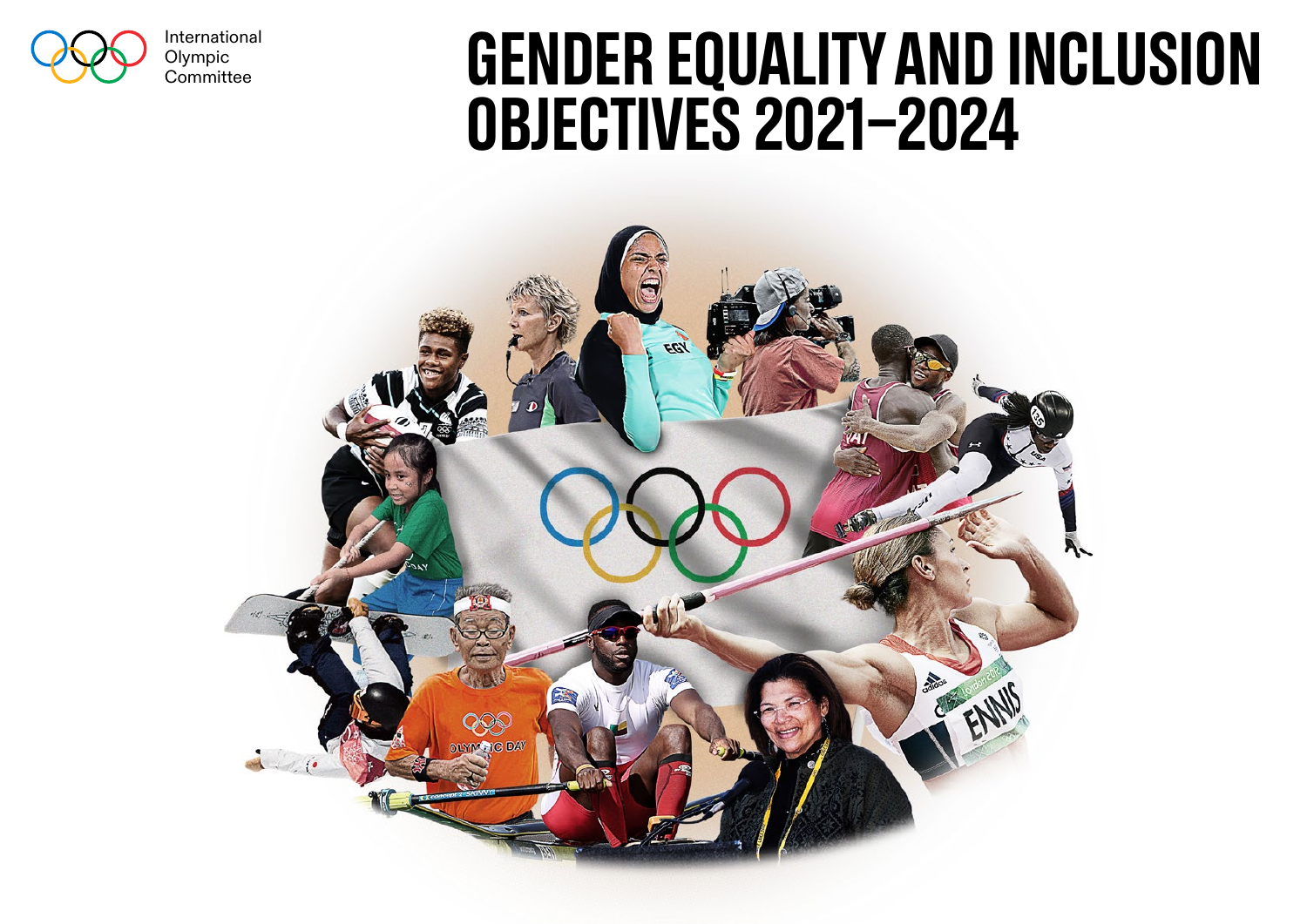International Olympic Committee

# GENDER EQUALITY AND INCLUSION OBJECTIVES 2021–2024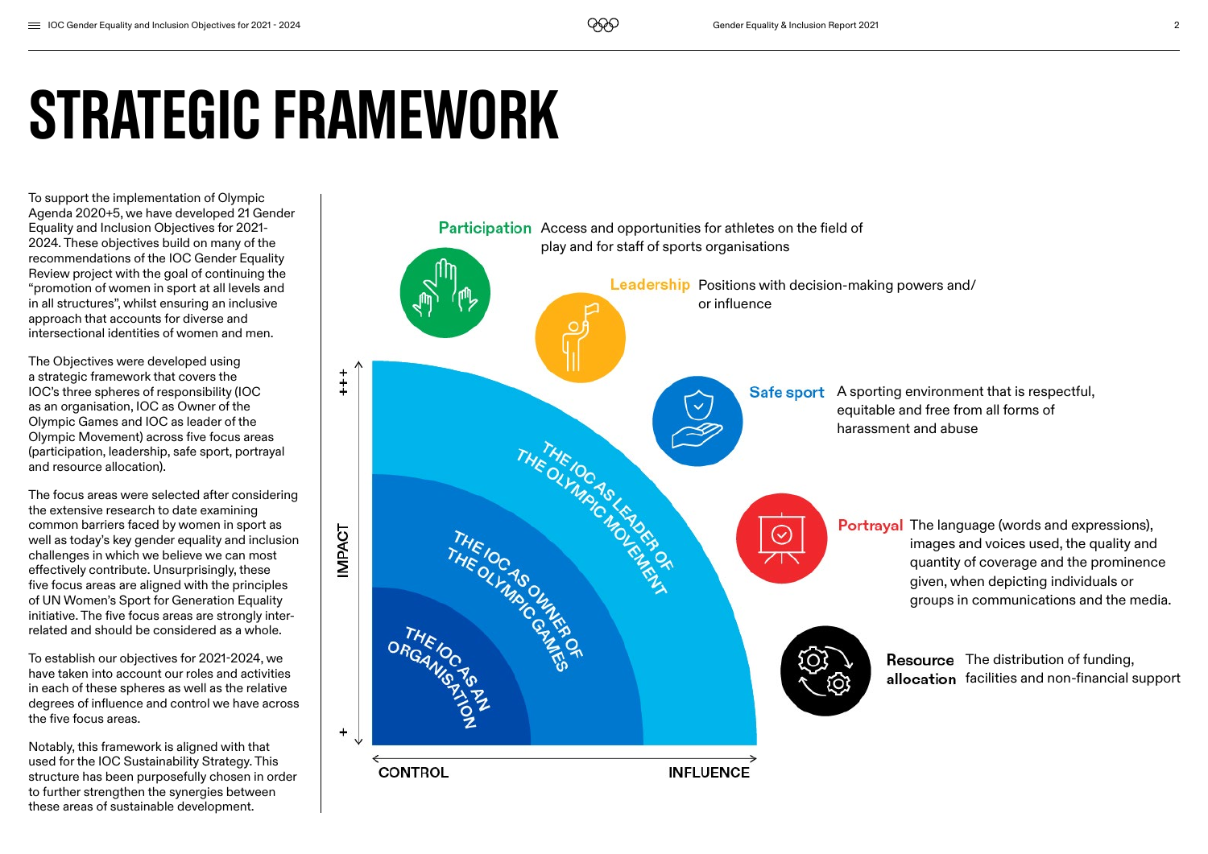# STRATEGIC FRAMEWORK

To support the implementation of Olympic Agenda 2020+5, we have developed 21 Gender Equality and Inclusion Objectives for 2021-2024. These objectives build on many of the recommendations of the IOC Gender Equality Review project with the goal of continuing the "promotion of women in sport at all levels and in all structures", whilst ensuring an inclusive approach that accounts for diverse and intersectional identities of women and men.

The Objectives were developed using a strategic framework that covers the IOC's three spheres of responsibility (IOC as an organisation, IOC as Owner of the Olympic Games and IOC as leader of the Olympic Movement) across five focus areas (participation, leadership, safe sport, portrayal and resource allocation).

The focus areas were selected after considering the extensive research to date examining common barriers faced by women in sport as well as today's key gender equality and inclusion challenges in which we believe we can most effectively contribute. Unsurprisingly, these five focus areas are aligned with the principles of UN Women's Sport for Generation Equality initiative. The five focus areas are strongly inter-related and should be considered as a whole.

To establish our objectives for 2021-2024, we have taken into account our roles and activities in each of these spheres as well as the relative degrees of influence and control we have across the five focus areas.

Notably, this framework is aligned with that used for the IOC Sustainability Strategy. This structure has been purposefully chosen in order to further strengthen the synergies between these areas of sustainable development.

IMPACT (+ to +++) / CONTROL – INFLUENCE

- THE IOC AS AN ORGANISATION
- THE IOC AS OWNER OF THE OLYMPIC GAMES
- THE IOC AS LEADER OF THE OLYMPIC MOVEMENT

**Participation** Access and opportunities for athletes on the field of play and for staff of sports organisations

**Leadership** Positions with decision-making powers and/or influence

**Safe sport** A sporting environment that is respectful, equitable and free from all forms of harassment and abuse

**Portrayal** The language (words and expressions), images and voices used, the quality and quantity of coverage and the prominence given, when depicting individuals or groups in communications and the media.

**Resource allocation** The distribution of funding, facilities and non-financial support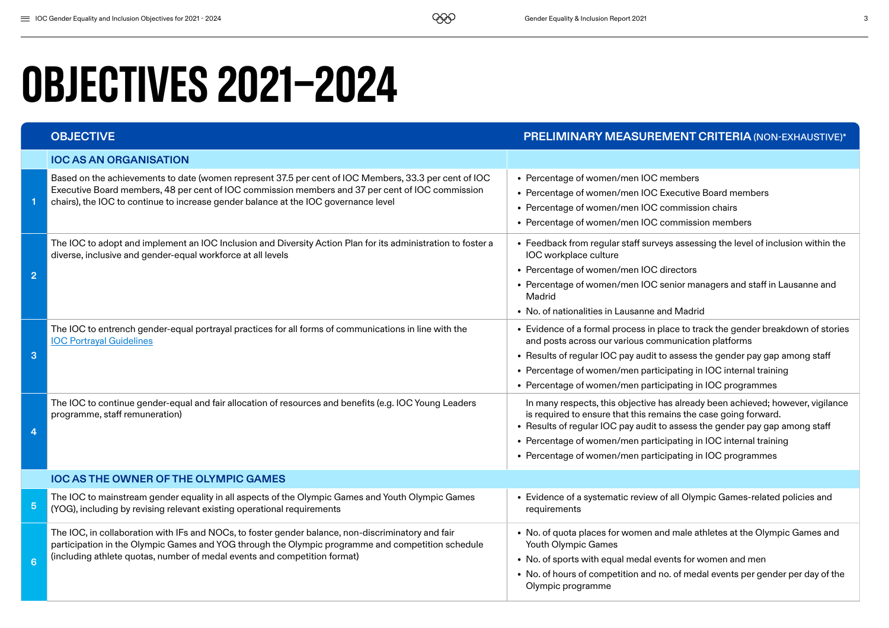# OBJECTIVES 2021–2024

| | OBJECTIVE | PRELIMINARY MEASUREMENT CRITERIA (NON-EXHAUSTIVE)* |
|---|---|---|
| | **IOC AS AN ORGANISATION** | |
| 1 | Based on the achievements to date (women represent 37.5 per cent of IOC Members, 33.3 per cent of IOC Executive Board members, 48 per cent of IOC commission members and 37 per cent of IOC commission chairs), the IOC to continue to increase gender balance at the IOC governance level | • Percentage of women/men IOC members<br>• Percentage of women/men IOC Executive Board members<br>• Percentage of women/men IOC commission chairs<br>• Percentage of women/men IOC commission members |
| 2 | The IOC to adopt and implement an IOC Inclusion and Diversity Action Plan for its administration to foster a diverse, inclusive and gender-equal workforce at all levels | • Feedback from regular staff surveys assessing the level of inclusion within the IOC workplace culture<br>• Percentage of women/men IOC directors<br>• Percentage of women/men IOC senior managers and staff in Lausanne and Madrid<br>• No. of nationalities in Lausanne and Madrid |
| 3 | The IOC to entrench gender-equal portrayal practices for all forms of communications in line with the [IOC Portrayal Guidelines]() | • Evidence of a formal process in place to track the gender breakdown of stories and posts across our various communication platforms<br>• Results of regular IOC pay audit to assess the gender pay gap among staff<br>• Percentage of women/men participating in IOC internal training<br>• Percentage of women/men participating in IOC programmes |
| 4 | The IOC to continue gender-equal and fair allocation of resources and benefits (e.g. IOC Young Leaders programme, staff remuneration) | In many respects, this objective has already been achieved; however, vigilance is required to ensure that this remains the case going forward.<br>• Results of regular IOC pay audit to assess the gender pay gap among staff<br>• Percentage of women/men participating in IOC internal training<br>• Percentage of women/men participating in IOC programmes |
| | **IOC AS THE OWNER OF THE OLYMPIC GAMES** | |
| 5 | The IOC to mainstream gender equality in all aspects of the Olympic Games and Youth Olympic Games (YOG), including by revising relevant existing operational requirements | • Evidence of a systematic review of all Olympic Games-related policies and requirements |
| 6 | The IOC, in collaboration with IFs and NOCs, to foster gender balance, non-discriminatory and fair participation in the Olympic Games and YOG through the Olympic programme and competition schedule (including athlete quotas, number of medal events and competition format) | • No. of quota places for women and male athletes at the Olympic Games and Youth Olympic Games<br>• No. of sports with equal medal events for women and men<br>• No. of hours of competition and no. of medal events per gender per day of the Olympic programme |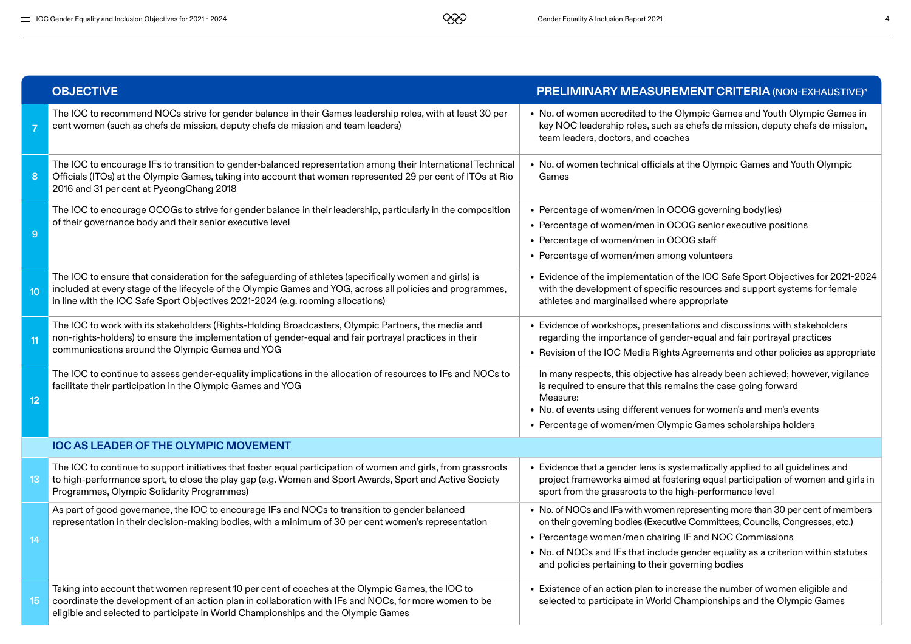| | OBJECTIVE | PRELIMINARY MEASUREMENT CRITERIA (NON-EXHAUSTIVE)* |
|---|---|---|
| 7 | The IOC to recommend NOCs strive for gender balance in their Games leadership roles, with at least 30 per cent women (such as chefs de mission, deputy chefs de mission and team leaders) | • No. of women accredited to the Olympic Games and Youth Olympic Games in key NOC leadership roles, such as chefs de mission, deputy chefs de mission, team leaders, doctors, and coaches |
| 8 | The IOC to encourage IFs to transition to gender-balanced representation among their International Technical Officials (ITOs) at the Olympic Games, taking into account that women represented 29 per cent of ITOs at Rio 2016 and 31 per cent at PyeongChang 2018 | • No. of women technical officials at the Olympic Games and Youth Olympic Games |
| 9 | The IOC to encourage OCOGs to strive for gender balance in their leadership, particularly in the composition of their governance body and their senior executive level | • Percentage of women/men in OCOG governing body(ies)<br>• Percentage of women/men in OCOG senior executive positions<br>• Percentage of women/men in OCOG staff<br>• Percentage of women/men among volunteers |
| 10 | The IOC to ensure that consideration for the safeguarding of athletes (specifically women and girls) is included at every stage of the lifecycle of the Olympic Games and YOG, across all policies and programmes, in line with the IOC Safe Sport Objectives 2021-2024 (e.g. rooming allocations) | • Evidence of the implementation of the IOC Safe Sport Objectives for 2021-2024 with the development of specific resources and support systems for female athletes and marginalised where appropriate |
| 11 | The IOC to work with its stakeholders (Rights-Holding Broadcasters, Olympic Partners, the media and non-rights-holders) to ensure the implementation of gender-equal and fair portrayal practices in their communications around the Olympic Games and YOG | • Evidence of workshops, presentations and discussions with stakeholders regarding the importance of gender-equal and fair portrayal practices<br>• Revision of the IOC Media Rights Agreements and other policies as appropriate |
| 12 | The IOC to continue to assess gender-equality implications in the allocation of resources to IFs and NOCs to facilitate their participation in the Olympic Games and YOG | In many respects, this objective has already been achieved; however, vigilance is required to ensure that this remains the case going forward<br>Measure:<br>• No. of events using different venues for women's and men's events<br>• Percentage of women/men Olympic Games scholarships holders |
| | **IOC AS LEADER OF THE OLYMPIC MOVEMENT** | |
| 13 | The IOC to continue to support initiatives that foster equal participation of women and girls, from grassroots to high-performance sport, to close the play gap (e.g. Women and Sport Awards, Sport and Active Society Programmes, Olympic Solidarity Programmes) | • Evidence that a gender lens is systematically applied to all guidelines and project frameworks aimed at fostering equal participation of women and girls in sport from the grassroots to the high-performance level |
| 14 | As part of good governance, the IOC to encourage IFs and NOCs to transition to gender balanced representation in their decision-making bodies, with a minimum of 30 per cent women's representation | • No. of NOCs and IFs with women representing more than 30 per cent of members on their governing bodies (Executive Committees, Councils, Congresses, etc.)<br>• Percentage women/men chairing IF and NOC Commissions<br>• No. of NOCs and IFs that include gender equality as a criterion within statutes and policies pertaining to their governing bodies |
| 15 | Taking into account that women represent 10 per cent of coaches at the Olympic Games, the IOC to coordinate the development of an action plan in collaboration with IFs and NOCs, for more women to be eligible and selected to participate in World Championships and the Olympic Games | • Existence of an action plan to increase the number of women eligible and selected to participate in World Championships and the Olympic Games |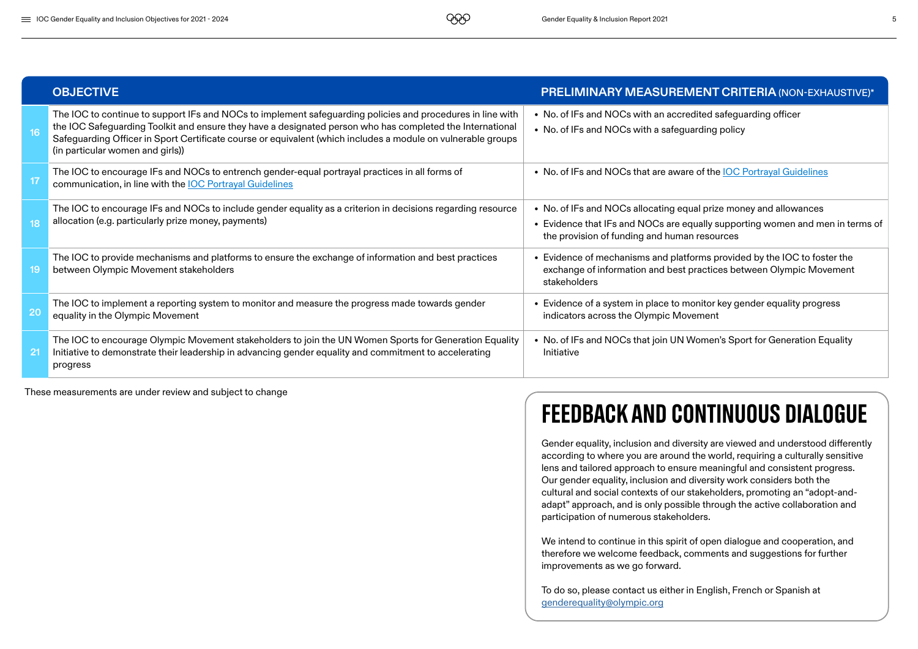| | OBJECTIVE | PRELIMINARY MEASUREMENT CRITERIA (NON-EXHAUSTIVE)* |
|---|---|---|
| 16 | The IOC to continue to support IFs and NOCs to implement safeguarding policies and procedures in line with the IOC Safeguarding Toolkit and ensure they have a designated person who has completed the International Safeguarding Officer in Sport Certificate course or equivalent (which includes a module on vulnerable groups (in particular women and girls)) | • No. of IFs and NOCs with an accredited safeguarding officer<br>• No. of IFs and NOCs with a safeguarding policy |
| 17 | The IOC to encourage IFs and NOCs to entrench gender-equal portrayal practices in all forms of communication, in line with the IOC Portrayal Guidelines | • No. of IFs and NOCs that are aware of the IOC Portrayal Guidelines |
| 18 | The IOC to encourage IFs and NOCs to include gender equality as a criterion in decisions regarding resource allocation (e.g. particularly prize money, payments) | • No. of IFs and NOCs allocating equal prize money and allowances<br>• Evidence that IFs and NOCs are equally supporting women and men in terms of the provision of funding and human resources |
| 19 | The IOC to provide mechanisms and platforms to ensure the exchange of information and best practices between Olympic Movement stakeholders | • Evidence of mechanisms and platforms provided by the IOC to foster the exchange of information and best practices between Olympic Movement stakeholders |
| 20 | The IOC to implement a reporting system to monitor and measure the progress made towards gender equality in the Olympic Movement | • Evidence of a system in place to monitor key gender equality progress indicators across the Olympic Movement |
| 21 | The IOC to encourage Olympic Movement stakeholders to join the UN Women Sports for Generation Equality Initiative to demonstrate their leadership in advancing gender equality and commitment to accelerating progress | • No. of IFs and NOCs that join UN Women's Sport for Generation Equality Initiative |

These measurements are under review and subject to change

# FEEDBACK AND CONTINUOUS DIALOGUE

Gender equality, inclusion and diversity are viewed and understood differently according to where you are around the world, requiring a culturally sensitive lens and tailored approach to ensure meaningful and consistent progress. Our gender equality, inclusion and diversity work considers both the cultural and social contexts of our stakeholders, promoting an "adopt-and-adapt" approach, and is only possible through the active collaboration and participation of numerous stakeholders.

We intend to continue in this spirit of open dialogue and cooperation, and therefore we welcome feedback, comments and suggestions for further improvements as we go forward.

To do so, please contact us either in English, French or Spanish at genderequality@olympic.org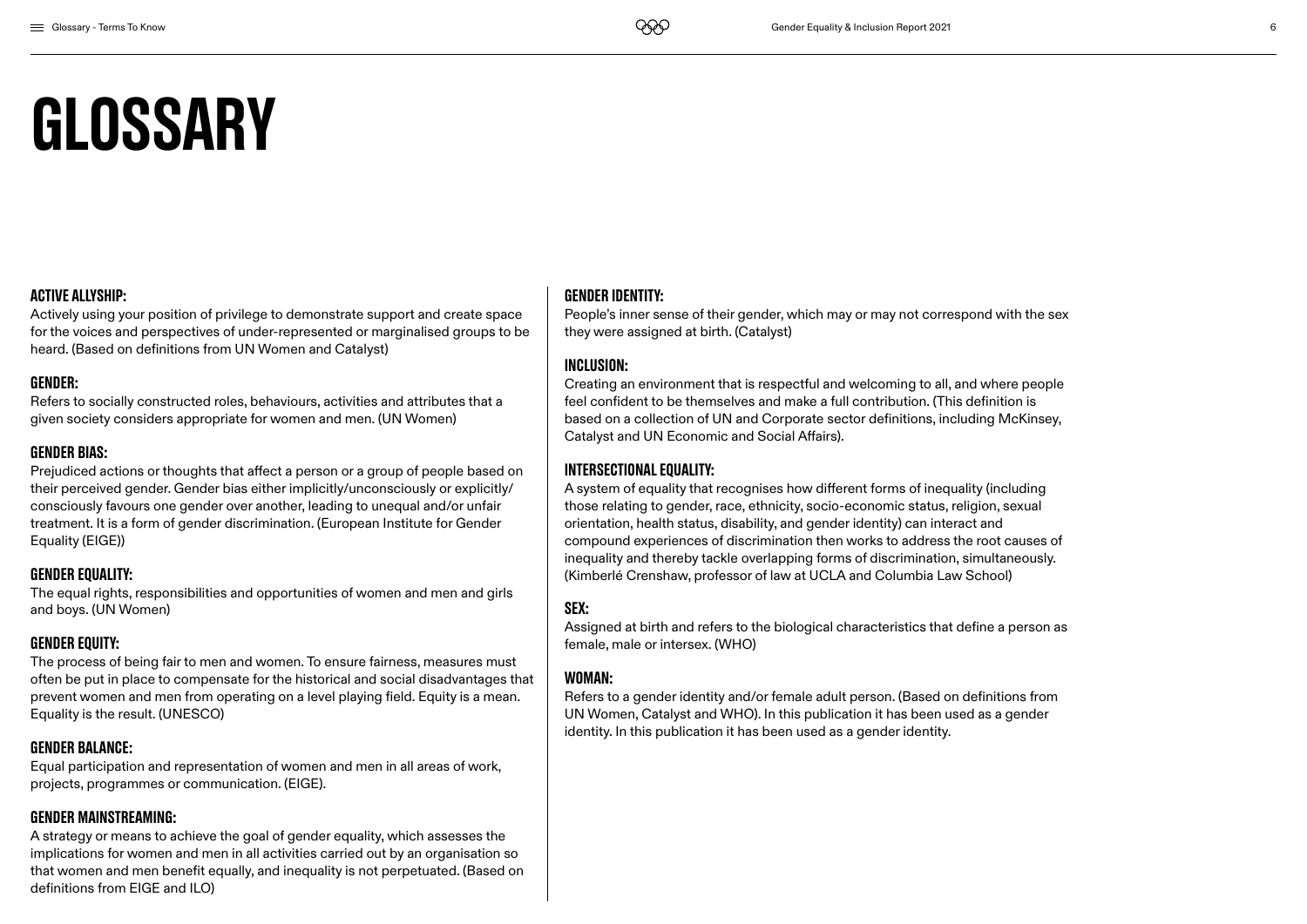# GLOSSARY

### ACTIVE ALLYSHIP:

Actively using your position of privilege to demonstrate support and create space for the voices and perspectives of under-represented or marginalised groups to be heard. (Based on definitions from UN Women and Catalyst)

### GENDER:

Refers to socially constructed roles, behaviours, activities and attributes that a given society considers appropriate for women and men. (UN Women)

### GENDER BIAS:

Prejudiced actions or thoughts that affect a person or a group of people based on their perceived gender. Gender bias either implicitly/unconsciously or explicitly/consciously favours one gender over another, leading to unequal and/or unfair treatment. It is a form of gender discrimination. (European Institute for Gender Equality (EIGE))

### GENDER EQUALITY:

The equal rights, responsibilities and opportunities of women and men and girls and boys. (UN Women)

### GENDER EQUITY:

The process of being fair to men and women. To ensure fairness, measures must often be put in place to compensate for the historical and social disadvantages that prevent women and men from operating on a level playing field. Equity is a mean. Equality is the result. (UNESCO)

### GENDER BALANCE:

Equal participation and representation of women and men in all areas of work, projects, programmes or communication. (EIGE).

### GENDER MAINSTREAMING:

A strategy or means to achieve the goal of gender equality, which assesses the implications for women and men in all activities carried out by an organisation so that women and men benefit equally, and inequality is not perpetuated. (Based on definitions from EIGE and ILO)

### GENDER IDENTITY:

People's inner sense of their gender, which may or may not correspond with the sex they were assigned at birth. (Catalyst)

### INCLUSION:

Creating an environment that is respectful and welcoming to all, and where people feel confident to be themselves and make a full contribution. (This definition is based on a collection of UN and Corporate sector definitions, including McKinsey, Catalyst and UN Economic and Social Affairs).

### INTERSECTIONAL EQUALITY:

A system of equality that recognises how different forms of inequality (including those relating to gender, race, ethnicity, socio-economic status, religion, sexual orientation, health status, disability, and gender identity) can interact and compound experiences of discrimination then works to address the root causes of inequality and thereby tackle overlapping forms of discrimination, simultaneously. (Kimberlé Crenshaw, professor of law at UCLA and Columbia Law School)

### SEX:

Assigned at birth and refers to the biological characteristics that define a person as female, male or intersex. (WHO)

### WOMAN:

Refers to a gender identity and/or female adult person. (Based on definitions from UN Women, Catalyst and WHO). In this publication it has been used as a gender identity. In this publication it has been used as a gender identity.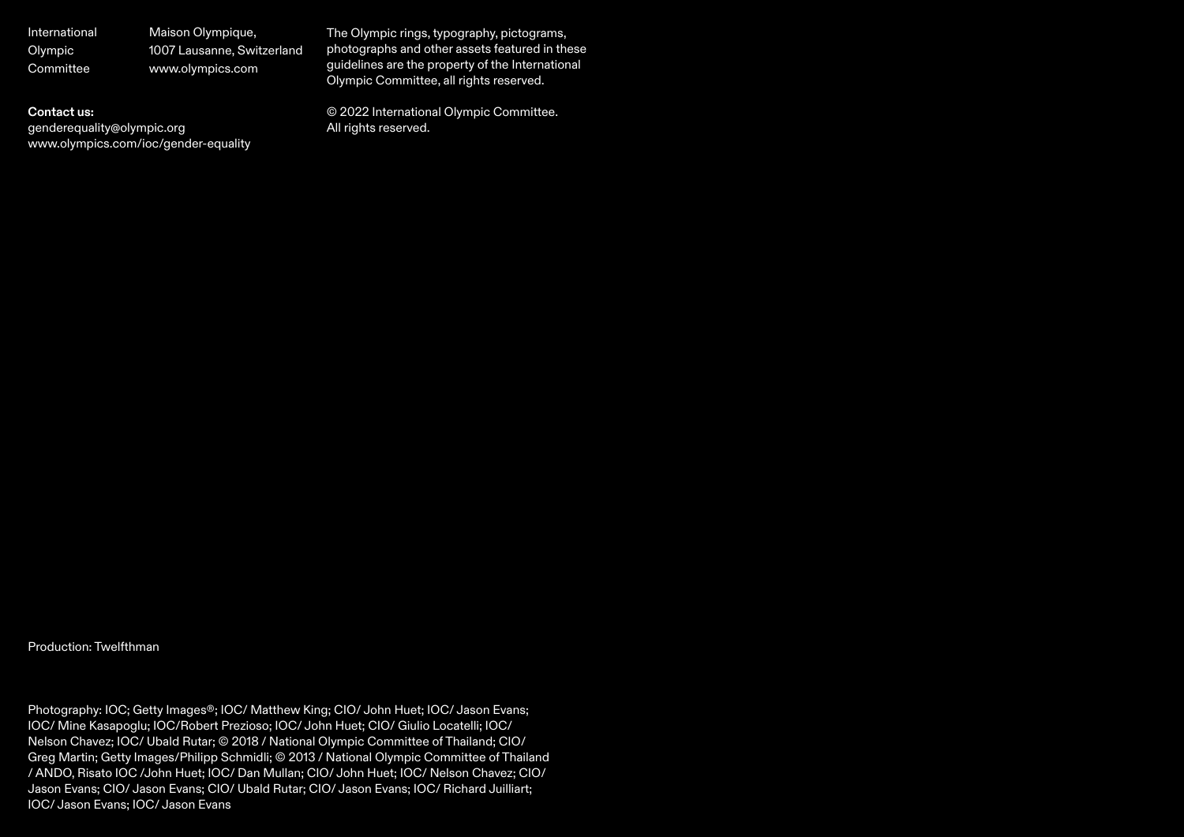International Olympic Committee

Maison Olympique,
1007 Lausanne, Switzerland
www.olympics.com

**Contact us:**
genderequality@olympic.org
www.olympics.com/ioc/gender-equality

The Olympic rings, typography, pictograms, photographs and other assets featured in these guidelines are the property of the International Olympic Committee, all rights reserved.

© 2022 International Olympic Committee. All rights reserved.

Production: Twelfthman

Photography: IOC; Getty Images®; IOC/ Matthew King; CIO/ John Huet; IOC/ Jason Evans; IOC/ Mine Kasapoglu; IOC/Robert Prezioso; IOC/ John Huet; CIO/ Giulio Locatelli; IOC/ Nelson Chavez; IOC/ Ubald Rutar; © 2018 / National Olympic Committee of Thailand; CIO/ Greg Martin; Getty Images/Philipp Schmidli; © 2013 / National Olympic Committee of Thailand / ANDO, Risato IOC /John Huet; IOC/ Dan Mullan; CIO/ John Huet; IOC/ Nelson Chavez; CIO/ Jason Evans; CIO/ Jason Evans; CIO/ Ubald Rutar; CIO/ Jason Evans; IOC/ Richard Juilliart; IOC/ Jason Evans; IOC/ Jason Evans